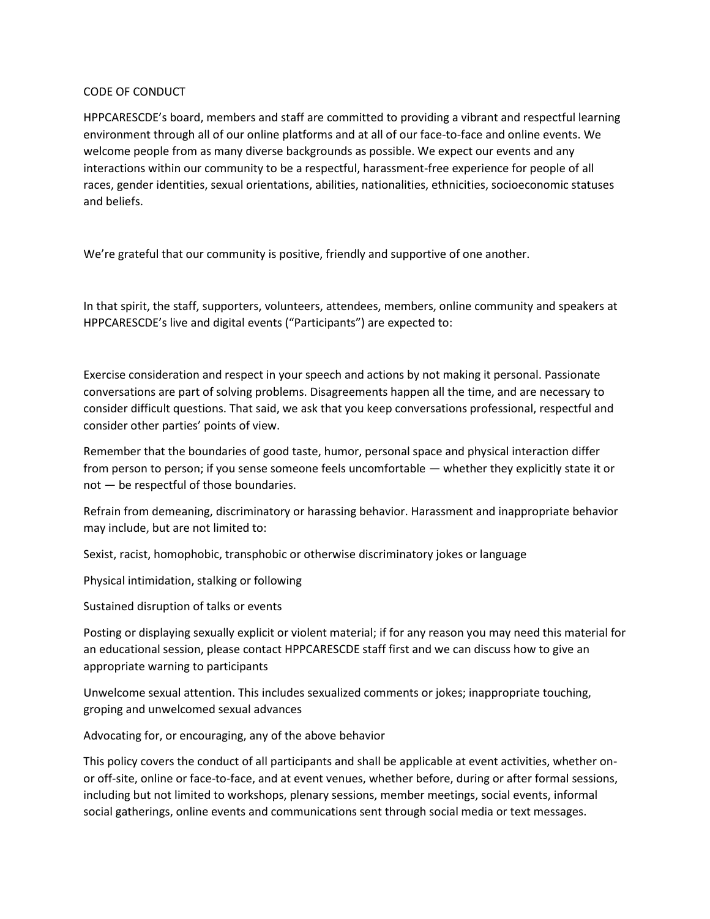# CODE OF CONDUCT

HPPCARESCDE's board, members and staff are committed to providing a vibrant and respectful learning environment through all of our online platforms and at all of our face-to-face and online events. We welcome people from as many diverse backgrounds as possible. We expect our events and any interactions within our community to be a respectful, harassment-free experience for people of all races, gender identities, sexual orientations, abilities, nationalities, ethnicities, socioeconomic statuses and beliefs.

We're grateful that our community is positive, friendly and supportive of one another.

In that spirit, the staff, supporters, volunteers, attendees, members, online community and speakers at HPPCARESCDE's live and digital events ("Participants") are expected to:

Exercise consideration and respect in your speech and actions by not making it personal. Passionate conversations are part of solving problems. Disagreements happen all the time, and are necessary to consider difficult questions. That said, we ask that you keep conversations professional, respectful and consider other parties' points of view.

Remember that the boundaries of good taste, humor, personal space and physical interaction differ from person to person; if you sense someone feels uncomfortable — whether they explicitly state it or not — be respectful of those boundaries.

Refrain from demeaning, discriminatory or harassing behavior. Harassment and inappropriate behavior may include, but are not limited to:

Sexist, racist, homophobic, transphobic or otherwise discriminatory jokes or language

Physical intimidation, stalking or following

Sustained disruption of talks or events

Posting or displaying sexually explicit or violent material; if for any reason you may need this material for an educational session, please contact HPPCARESCDE staff first and we can discuss how to give an appropriate warning to participants

Unwelcome sexual attention. This includes sexualized comments or jokes; inappropriate touching, groping and unwelcomed sexual advances

Advocating for, or encouraging, any of the above behavior

This policy covers the conduct of all participants and shall be applicable at event activities, whether on- or off-site, online or face-to-face, and at event venues, whether before, during or after formal sessions, including but not limited to workshops, plenary sessions, member meetings, social events, informal social gatherings, online events and communications sent through social media or text messages.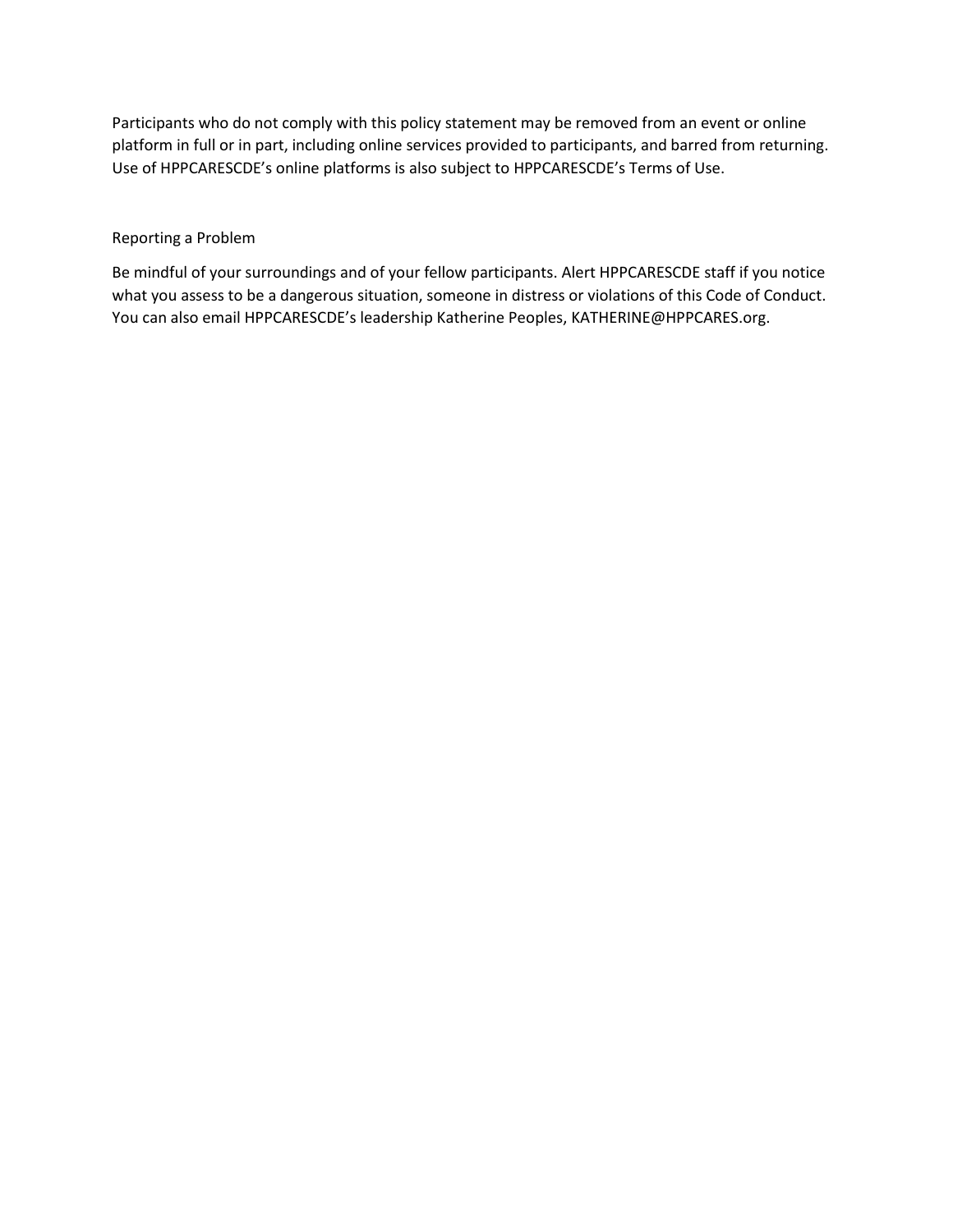Participants who do not comply with this policy statement may be removed from an event or online platform in full or in part, including online services provided to participants, and barred from returning. Use of HPPCARESCDE's online platforms is also subject to HPPCARESCDE's Terms of Use.

## Reporting a Problem

Be mindful of your surroundings and of your fellow participants. Alert HPPCARESCDE staff if you notice what you assess to be a dangerous situation, someone in distress or violations of this Code of Conduct. You can also email HPPCARESCDE's leadership Katherine Peoples, KATHERINE@HPPCARES.org.